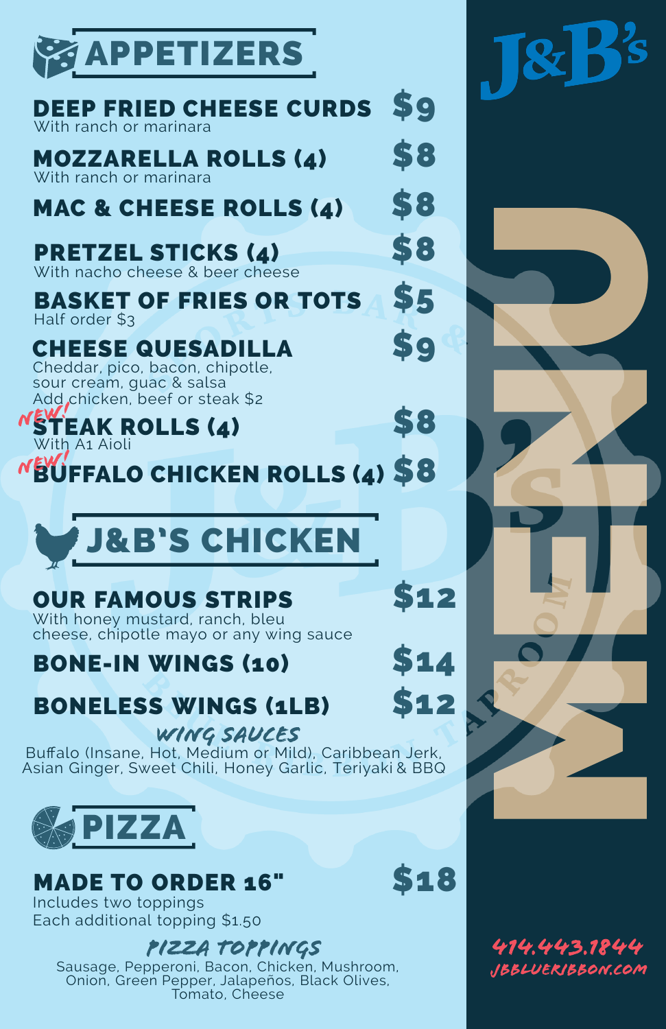# J&B's MENU

## APPETIZERS

**DEEP FRIED CHEESE CURDS** — $9
With ranch or marinara

**MOZZARELLA ROLLS (4)** — $8
With ranch or marinara

**MAC & CHEESE ROLLS (4)** — $8

**PRETZEL STICKS (4)** — $8
With nacho cheese & beer cheese

**BASKET OF FRIES OR TOTS** — $5
Half order $3

**CHEESE QUESADILLA** — $9
Cheddar, pico, bacon, chipotle, sour cream, guac & salsa
Add chicken, beef or steak $2

*NEW!* **STEAK ROLLS (4)** — $8
With A1 Aioli

*NEW!* **BUFFALO CHICKEN ROLLS (4)** — $8

## J&B'S CHICKEN

**OUR FAMOUS STRIPS** — $12
With honey mustard, ranch, bleu cheese, chipotle mayo or any wing sauce

**BONE-IN WINGS (10)** — $14

**BONELESS WINGS (1LB)** — $12

### WING SAUCES

Buffalo (Insane, Hot, Medium or Mild), Caribbean Jerk, Asian Ginger, Sweet Chili, Honey Garlic, Teriyaki & BBQ

## PIZZA

**MADE TO ORDER 16"** — $18
Includes two toppings
Each additional topping $1.50

### PIZZA TOPPINGS

Sausage, Pepperoni, Bacon, Chicken, Mushroom, Onion, Green Pepper, Jalapeños, Black Olives, Tomato, Cheese

414.443.1844
JBBLUERIBBON.COM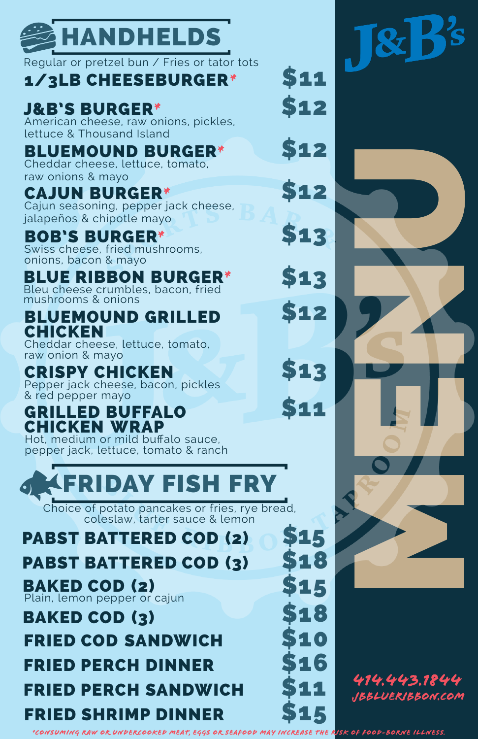# J&B's

# MENU

## HANDHELDS

Regular or pretzel bun / Fries or tator tots

**1/3LB CHEESEBURGER*** — $11

**J&B'S BURGER*** — $12
American cheese, raw onions, pickles, lettuce & Thousand Island

**BLUEMOUND BURGER*** — $12
Cheddar cheese, lettuce, tomato, raw onions & mayo

**CAJUN BURGER*** — $12
Cajun seasoning, pepper jack cheese, jalapeños & chipotle mayo

**BOB'S BURGER*** — $13
Swiss cheese, fried mushrooms, onions, bacon & mayo

**BLUE RIBBON BURGER*** — $13
Bleu cheese crumbles, bacon, fried mushrooms & onions

**BLUEMOUND GRILLED CHICKEN** — $12
Cheddar cheese, lettuce, tomato, raw onion & mayo

**CRISPY CHICKEN** — $13
Pepper jack cheese, bacon, pickles & red pepper mayo

**GRILLED BUFFALO CHICKEN WRAP** — $11
Hot, medium or mild buffalo sauce, pepper jack, lettuce, tomato & ranch

## FRIDAY FISH FRY

Choice of potato pancakes or fries, rye bread, coleslaw, tarter sauce & lemon

**PABST BATTERED COD (2)** — $15

**PABST BATTERED COD (3)** — $18

**BAKED COD (2)** — $15
Plain, lemon pepper or cajun

**BAKED COD (3)** — $18

**FRIED COD SANDWICH** — $10

**FRIED PERCH DINNER** — $16

**FRIED PERCH SANDWICH** — $11

**FRIED SHRIMP DINNER** — $15

414.443.1844
JBBLUERIBBON.COM

*CONSUMING RAW OR UNDERCOOKED MEAT, EGGS OR SEAFOOD MAY INCREASE THE RISK OF FOOD-BORNE ILLNESS.